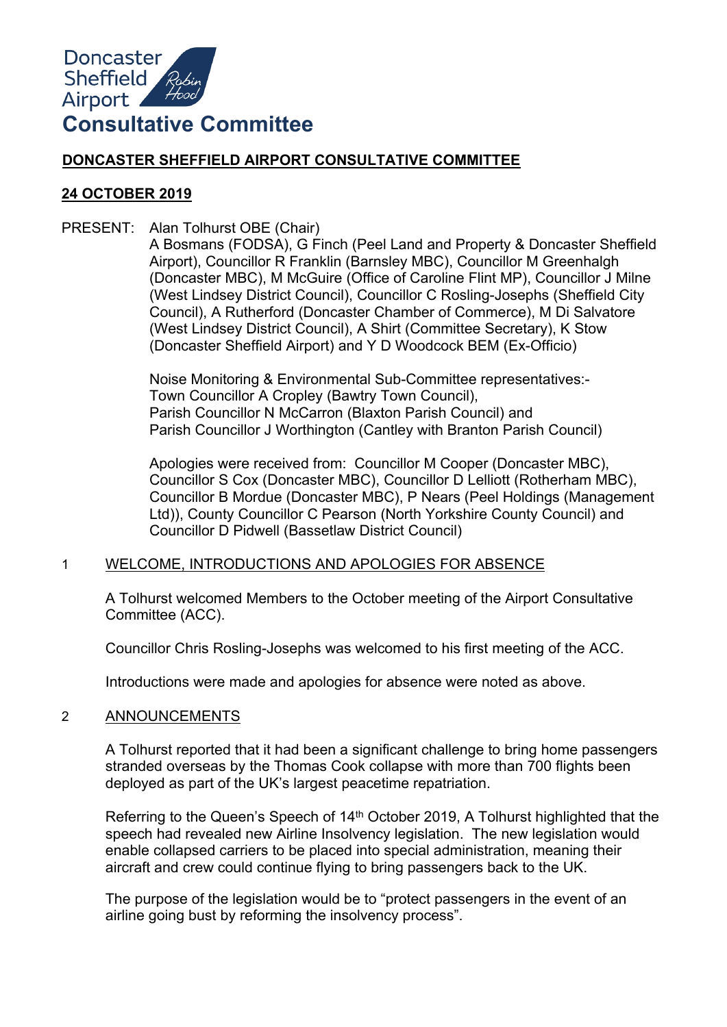Doncaster Sheffield Airport

# Consultative Committee

## DONCASTER SHEFFIELD AIRPORT CONSULTATIVE COMMITTEE

## 24 OCTOBER 2019

PRESENT: Alan Tolhurst OBE (Chair)
A Bosmans (FODSA), G Finch (Peel Land and Property & Doncaster Sheffield Airport), Councillor R Franklin (Barnsley MBC), Councillor M Greenhalgh (Doncaster MBC), M McGuire (Office of Caroline Flint MP), Councillor J Milne (West Lindsey District Council), Councillor C Rosling-Josephs (Sheffield City Council), A Rutherford (Doncaster Chamber of Commerce), M Di Salvatore (West Lindsey District Council), A Shirt (Committee Secretary), K Stow (Doncaster Sheffield Airport) and Y D Woodcock BEM (Ex-Officio)

Noise Monitoring & Environmental Sub-Committee representatives:-
Town Councillor A Cropley (Bawtry Town Council),
Parish Councillor N McCarron (Blaxton Parish Council) and
Parish Councillor J Worthington (Cantley with Branton Parish Council)

Apologies were received from: Councillor M Cooper (Doncaster MBC), Councillor S Cox (Doncaster MBC), Councillor D Lelliott (Rotherham MBC), Councillor B Mordue (Doncaster MBC), P Nears (Peel Holdings (Management Ltd)), County Councillor C Pearson (North Yorkshire County Council) and Councillor D Pidwell (Bassetlaw District Council)

### 1 WELCOME, INTRODUCTIONS AND APOLOGIES FOR ABSENCE

A Tolhurst welcomed Members to the October meeting of the Airport Consultative Committee (ACC).

Councillor Chris Rosling-Josephs was welcomed to his first meeting of the ACC.

Introductions were made and apologies for absence were noted as above.

### 2 ANNOUNCEMENTS

A Tolhurst reported that it had been a significant challenge to bring home passengers stranded overseas by the Thomas Cook collapse with more than 700 flights been deployed as part of the UK's largest peacetime repatriation.

Referring to the Queen's Speech of 14th October 2019, A Tolhurst highlighted that the speech had revealed new Airline Insolvency legislation. The new legislation would enable collapsed carriers to be placed into special administration, meaning their aircraft and crew could continue flying to bring passengers back to the UK.

The purpose of the legislation would be to "protect passengers in the event of an airline going bust by reforming the insolvency process".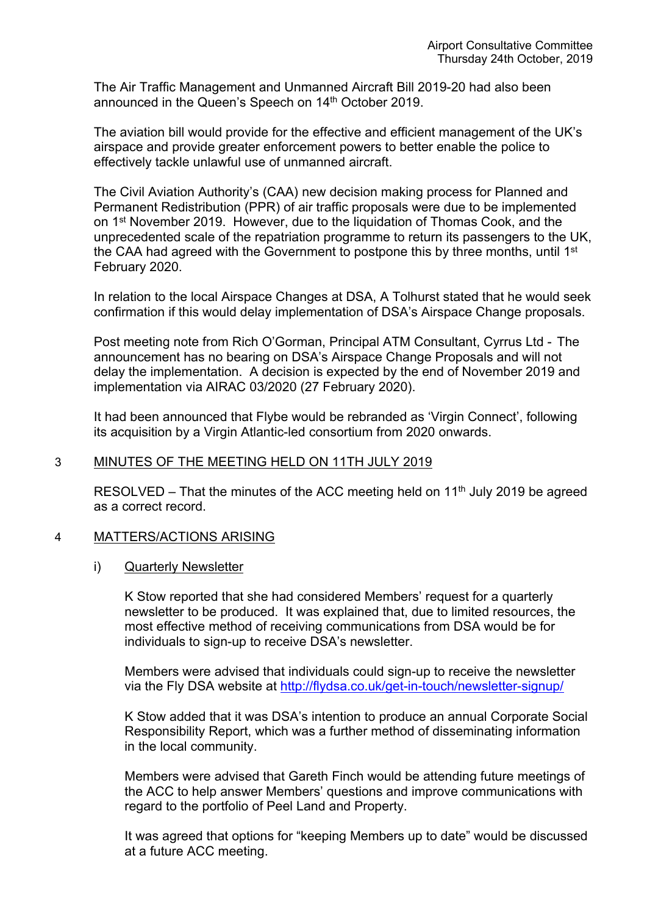The Air Traffic Management and Unmanned Aircraft Bill 2019-20 had also been announced in the Queen's Speech on 14th October 2019.

The aviation bill would provide for the effective and efficient management of the UK's airspace and provide greater enforcement powers to better enable the police to effectively tackle unlawful use of unmanned aircraft.

The Civil Aviation Authority's (CAA) new decision making process for Planned and Permanent Redistribution (PPR) of air traffic proposals were due to be implemented on 1st November 2019. However, due to the liquidation of Thomas Cook, and the unprecedented scale of the repatriation programme to return its passengers to the UK, the CAA had agreed with the Government to postpone this by three months, until 1st February 2020.

In relation to the local Airspace Changes at DSA, A Tolhurst stated that he would seek confirmation if this would delay implementation of DSA's Airspace Change proposals.

Post meeting note from Rich O'Gorman, Principal ATM Consultant, Cyrrus Ltd - The announcement has no bearing on DSA's Airspace Change Proposals and will not delay the implementation. A decision is expected by the end of November 2019 and implementation via AIRAC 03/2020 (27 February 2020).

It had been announced that Flybe would be rebranded as 'Virgin Connect', following its acquisition by a Virgin Atlantic-led consortium from 2020 onwards.

## 3 MINUTES OF THE MEETING HELD ON 11TH JULY 2019

RESOLVED – That the minutes of the ACC meeting held on 11th July 2019 be agreed as a correct record.

## 4 MATTERS/ACTIONS ARISING

### i) Quarterly Newsletter

K Stow reported that she had considered Members' request for a quarterly newsletter to be produced. It was explained that, due to limited resources, the most effective method of receiving communications from DSA would be for individuals to sign-up to receive DSA's newsletter.

Members were advised that individuals could sign-up to receive the newsletter via the Fly DSA website at http://flydsa.co.uk/get-in-touch/newsletter-signup/

K Stow added that it was DSA's intention to produce an annual Corporate Social Responsibility Report, which was a further method of disseminating information in the local community.

Members were advised that Gareth Finch would be attending future meetings of the ACC to help answer Members' questions and improve communications with regard to the portfolio of Peel Land and Property.

It was agreed that options for "keeping Members up to date" would be discussed at a future ACC meeting.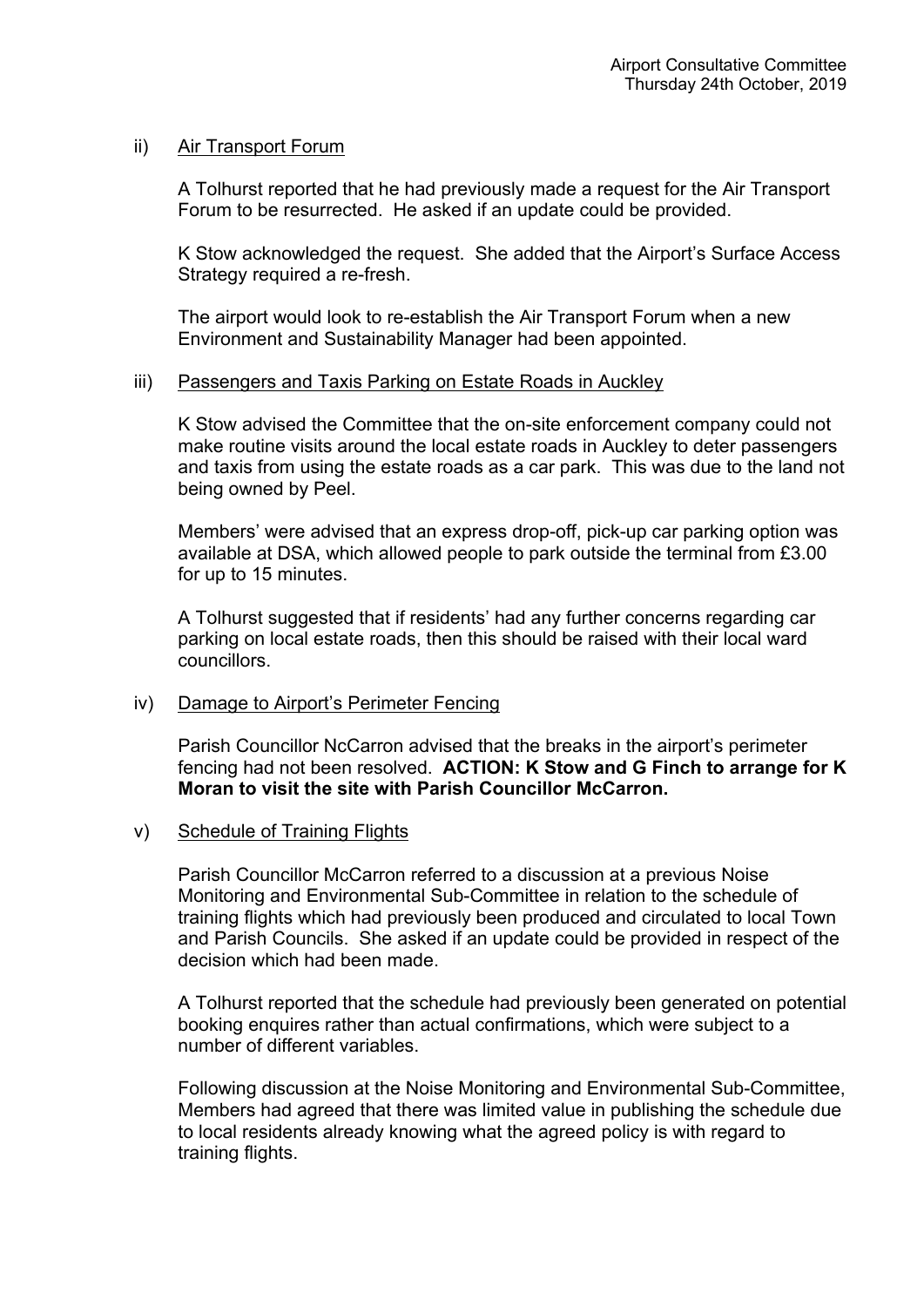ii) Air Transport Forum

A Tolhurst reported that he had previously made a request for the Air Transport Forum to be resurrected. He asked if an update could be provided.

K Stow acknowledged the request. She added that the Airport's Surface Access Strategy required a re-fresh.

The airport would look to re-establish the Air Transport Forum when a new Environment and Sustainability Manager had been appointed.

iii) Passengers and Taxis Parking on Estate Roads in Auckley

K Stow advised the Committee that the on-site enforcement company could not make routine visits around the local estate roads in Auckley to deter passengers and taxis from using the estate roads as a car park. This was due to the land not being owned by Peel.

Members' were advised that an express drop-off, pick-up car parking option was available at DSA, which allowed people to park outside the terminal from £3.00 for up to 15 minutes.

A Tolhurst suggested that if residents' had any further concerns regarding car parking on local estate roads, then this should be raised with their local ward councillors.

iv) Damage to Airport's Perimeter Fencing

Parish Councillor NcCarron advised that the breaks in the airport's perimeter fencing had not been resolved. **ACTION: K Stow and G Finch to arrange for K Moran to visit the site with Parish Councillor McCarron.**

v) Schedule of Training Flights

Parish Councillor McCarron referred to a discussion at a previous Noise Monitoring and Environmental Sub-Committee in relation to the schedule of training flights which had previously been produced and circulated to local Town and Parish Councils. She asked if an update could be provided in respect of the decision which had been made.

A Tolhurst reported that the schedule had previously been generated on potential booking enquires rather than actual confirmations, which were subject to a number of different variables.

Following discussion at the Noise Monitoring and Environmental Sub-Committee, Members had agreed that there was limited value in publishing the schedule due to local residents already knowing what the agreed policy is with regard to training flights.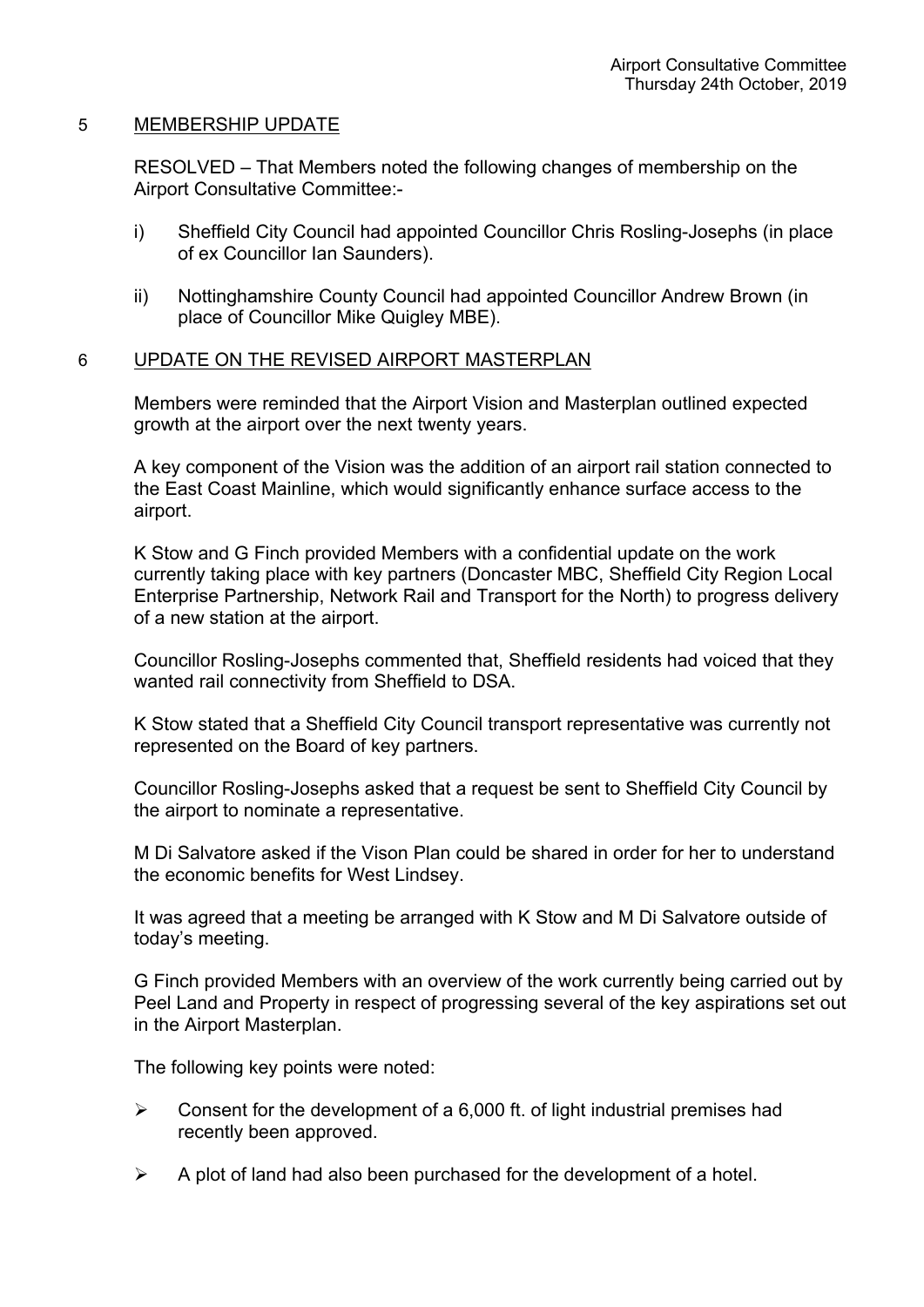## 5 MEMBERSHIP UPDATE

RESOLVED – That Members noted the following changes of membership on the Airport Consultative Committee:-

i) Sheffield City Council had appointed Councillor Chris Rosling-Josephs (in place of ex Councillor Ian Saunders).

ii) Nottinghamshire County Council had appointed Councillor Andrew Brown (in place of Councillor Mike Quigley MBE).

## 6 UPDATE ON THE REVISED AIRPORT MASTERPLAN

Members were reminded that the Airport Vision and Masterplan outlined expected growth at the airport over the next twenty years.

A key component of the Vision was the addition of an airport rail station connected to the East Coast Mainline, which would significantly enhance surface access to the airport.

K Stow and G Finch provided Members with a confidential update on the work currently taking place with key partners (Doncaster MBC, Sheffield City Region Local Enterprise Partnership, Network Rail and Transport for the North) to progress delivery of a new station at the airport.

Councillor Rosling-Josephs commented that, Sheffield residents had voiced that they wanted rail connectivity from Sheffield to DSA.

K Stow stated that a Sheffield City Council transport representative was currently not represented on the Board of key partners.

Councillor Rosling-Josephs asked that a request be sent to Sheffield City Council by the airport to nominate a representative.

M Di Salvatore asked if the Vison Plan could be shared in order for her to understand the economic benefits for West Lindsey.

It was agreed that a meeting be arranged with K Stow and M Di Salvatore outside of today's meeting.

G Finch provided Members with an overview of the work currently being carried out by Peel Land and Property in respect of progressing several of the key aspirations set out in the Airport Masterplan.

The following key points were noted:

- Consent for the development of a 6,000 ft. of light industrial premises had recently been approved.
- A plot of land had also been purchased for the development of a hotel.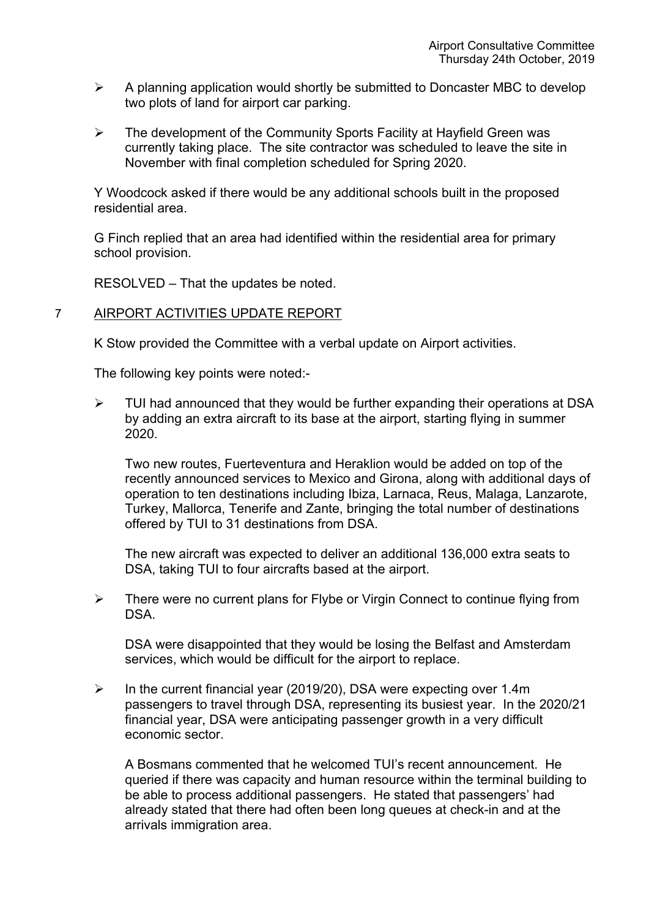- A planning application would shortly be submitted to Doncaster MBC to develop two plots of land for airport car parking.

- The development of the Community Sports Facility at Hayfield Green was currently taking place. The site contractor was scheduled to leave the site in November with final completion scheduled for Spring 2020.

Y Woodcock asked if there would be any additional schools built in the proposed residential area.

G Finch replied that an area had identified within the residential area for primary school provision.

RESOLVED – That the updates be noted.

## 7 AIRPORT ACTIVITIES UPDATE REPORT

K Stow provided the Committee with a verbal update on Airport activities.

The following key points were noted:-

- TUI had announced that they would be further expanding their operations at DSA by adding an extra aircraft to its base at the airport, starting flying in summer 2020.

  Two new routes, Fuerteventura and Heraklion would be added on top of the recently announced services to Mexico and Girona, along with additional days of operation to ten destinations including Ibiza, Larnaca, Reus, Malaga, Lanzarote, Turkey, Mallorca, Tenerife and Zante, bringing the total number of destinations offered by TUI to 31 destinations from DSA.

  The new aircraft was expected to deliver an additional 136,000 extra seats to DSA, taking TUI to four aircrafts based at the airport.

- There were no current plans for Flybe or Virgin Connect to continue flying from DSA.

  DSA were disappointed that they would be losing the Belfast and Amsterdam services, which would be difficult for the airport to replace.

- In the current financial year (2019/20), DSA were expecting over 1.4m passengers to travel through DSA, representing its busiest year. In the 2020/21 financial year, DSA were anticipating passenger growth in a very difficult economic sector.

  A Bosmans commented that he welcomed TUI's recent announcement. He queried if there was capacity and human resource within the terminal building to be able to process additional passengers. He stated that passengers' had already stated that there had often been long queues at check-in and at the arrivals immigration area.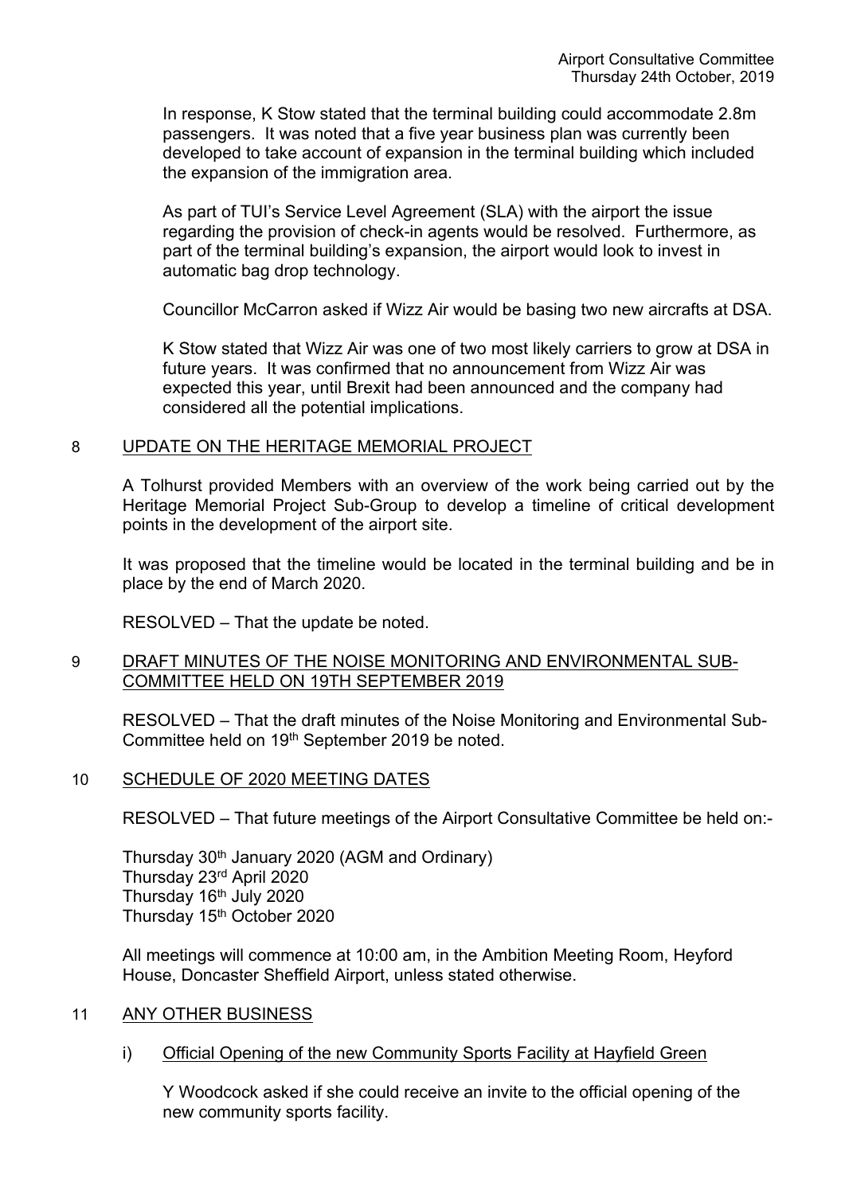In response, K Stow stated that the terminal building could accommodate 2.8m passengers. It was noted that a five year business plan was currently been developed to take account of expansion in the terminal building which included the expansion of the immigration area.

As part of TUI's Service Level Agreement (SLA) with the airport the issue regarding the provision of check-in agents would be resolved. Furthermore, as part of the terminal building's expansion, the airport would look to invest in automatic bag drop technology.

Councillor McCarron asked if Wizz Air would be basing two new aircrafts at DSA.

K Stow stated that Wizz Air was one of two most likely carriers to grow at DSA in future years. It was confirmed that no announcement from Wizz Air was expected this year, until Brexit had been announced and the company had considered all the potential implications.

## 8 UPDATE ON THE HERITAGE MEMORIAL PROJECT

A Tolhurst provided Members with an overview of the work being carried out by the Heritage Memorial Project Sub-Group to develop a timeline of critical development points in the development of the airport site.

It was proposed that the timeline would be located in the terminal building and be in place by the end of March 2020.

RESOLVED – That the update be noted.

## 9 DRAFT MINUTES OF THE NOISE MONITORING AND ENVIRONMENTAL SUB-COMMITTEE HELD ON 19TH SEPTEMBER 2019

RESOLVED – That the draft minutes of the Noise Monitoring and Environmental Sub-Committee held on 19th September 2019 be noted.

## 10 SCHEDULE OF 2020 MEETING DATES

RESOLVED – That future meetings of the Airport Consultative Committee be held on:-

Thursday 30th January 2020 (AGM and Ordinary)
Thursday 23rd April 2020
Thursday 16th July 2020
Thursday 15th October 2020

All meetings will commence at 10:00 am, in the Ambition Meeting Room, Heyford House, Doncaster Sheffield Airport, unless stated otherwise.

## 11 ANY OTHER BUSINESS

### i) Official Opening of the new Community Sports Facility at Hayfield Green

Y Woodcock asked if she could receive an invite to the official opening of the new community sports facility.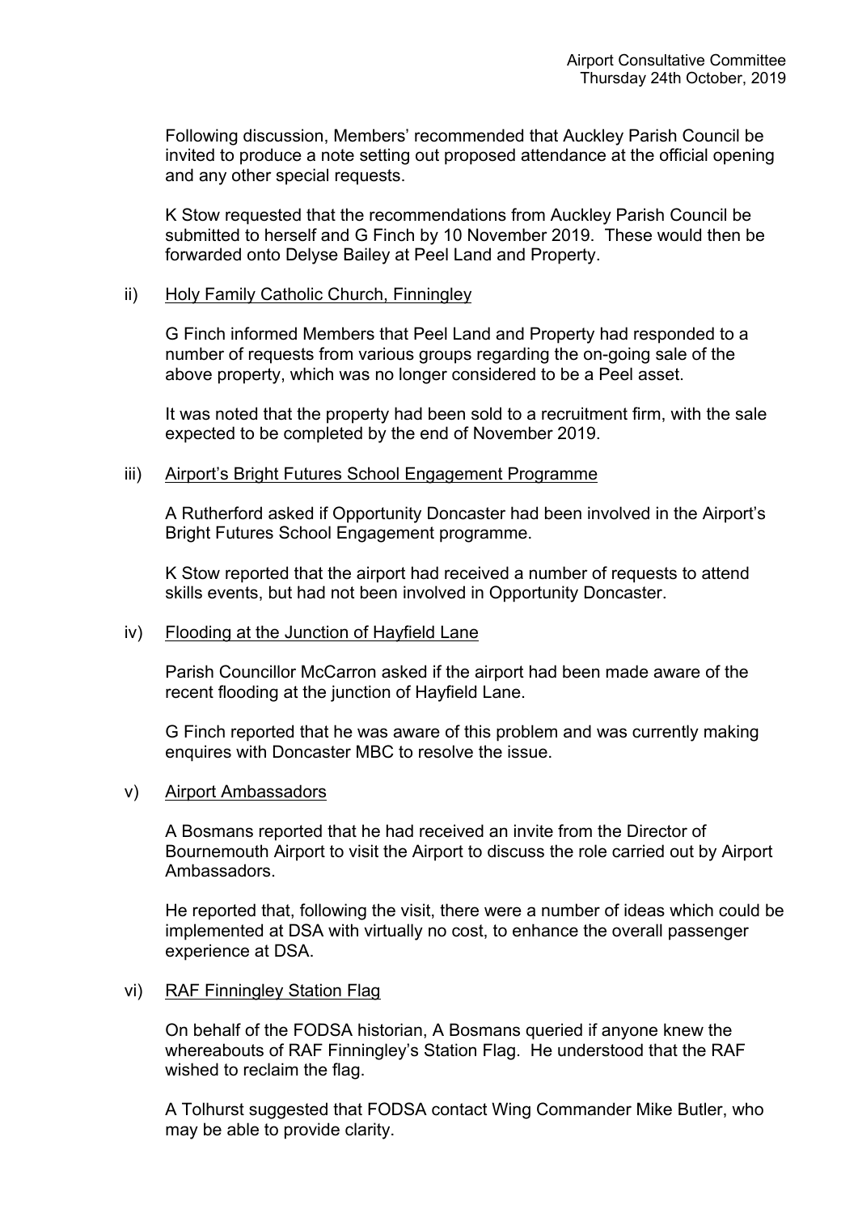Following discussion, Members' recommended that Auckley Parish Council be invited to produce a note setting out proposed attendance at the official opening and any other special requests.

K Stow requested that the recommendations from Auckley Parish Council be submitted to herself and G Finch by 10 November 2019. These would then be forwarded onto Delyse Bailey at Peel Land and Property.

ii) Holy Family Catholic Church, Finningley

G Finch informed Members that Peel Land and Property had responded to a number of requests from various groups regarding the on-going sale of the above property, which was no longer considered to be a Peel asset.

It was noted that the property had been sold to a recruitment firm, with the sale expected to be completed by the end of November 2019.

iii) Airport's Bright Futures School Engagement Programme

A Rutherford asked if Opportunity Doncaster had been involved in the Airport's Bright Futures School Engagement programme.

K Stow reported that the airport had received a number of requests to attend skills events, but had not been involved in Opportunity Doncaster.

iv) Flooding at the Junction of Hayfield Lane

Parish Councillor McCarron asked if the airport had been made aware of the recent flooding at the junction of Hayfield Lane.

G Finch reported that he was aware of this problem and was currently making enquires with Doncaster MBC to resolve the issue.

v) Airport Ambassadors

A Bosmans reported that he had received an invite from the Director of Bournemouth Airport to visit the Airport to discuss the role carried out by Airport Ambassadors.

He reported that, following the visit, there were a number of ideas which could be implemented at DSA with virtually no cost, to enhance the overall passenger experience at DSA.

vi) RAF Finningley Station Flag

On behalf of the FODSA historian, A Bosmans queried if anyone knew the whereabouts of RAF Finningley's Station Flag. He understood that the RAF wished to reclaim the flag.

A Tolhurst suggested that FODSA contact Wing Commander Mike Butler, who may be able to provide clarity.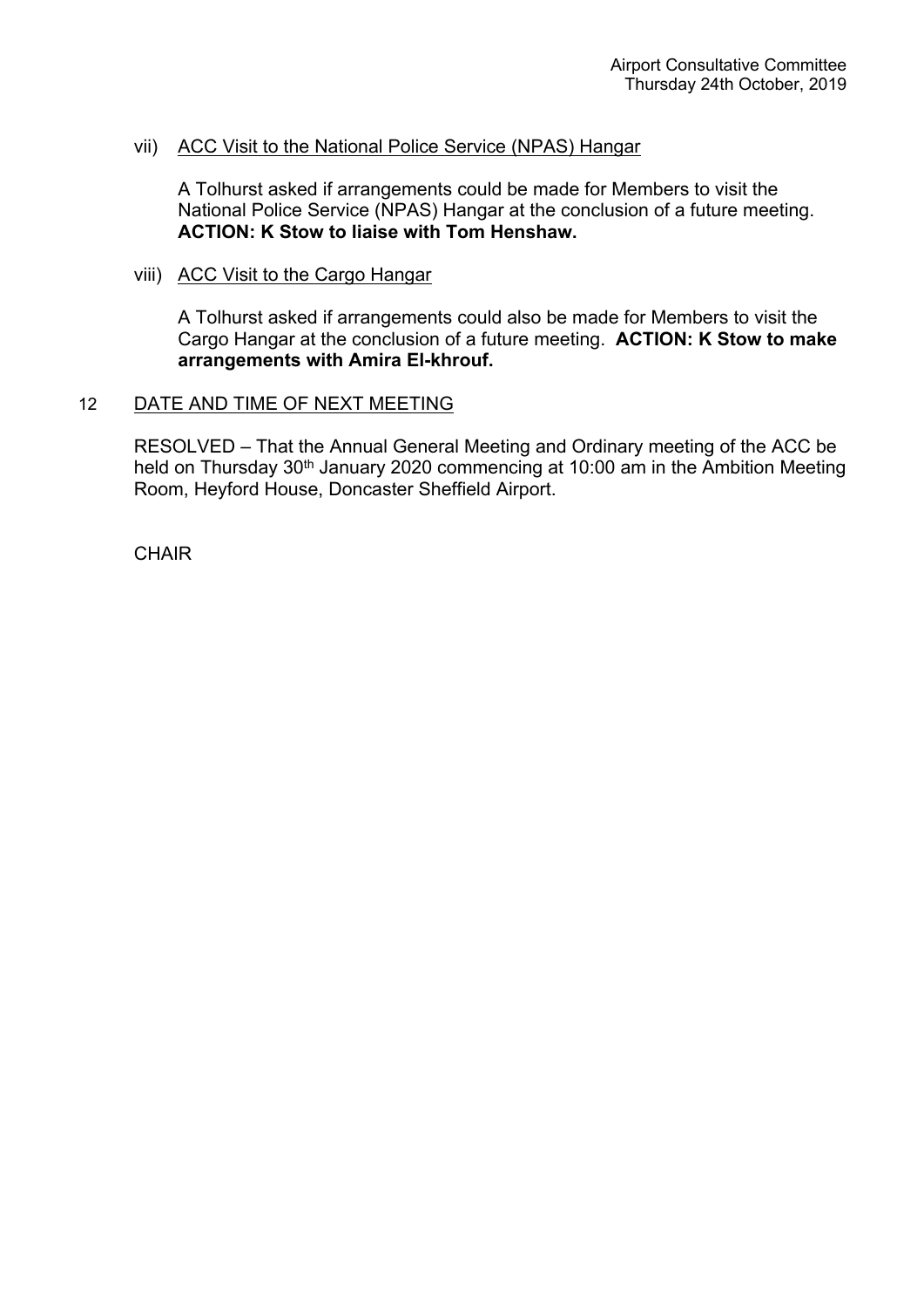vii) ACC Visit to the National Police Service (NPAS) Hangar

A Tolhurst asked if arrangements could be made for Members to visit the National Police Service (NPAS) Hangar at the conclusion of a future meeting. **ACTION: K Stow to liaise with Tom Henshaw.**

viii) ACC Visit to the Cargo Hangar

A Tolhurst asked if arrangements could also be made for Members to visit the Cargo Hangar at the conclusion of a future meeting. **ACTION: K Stow to make arrangements with Amira El-khrouf.**

12 DATE AND TIME OF NEXT MEETING

RESOLVED – That the Annual General Meeting and Ordinary meeting of the ACC be held on Thursday 30th January 2020 commencing at 10:00 am in the Ambition Meeting Room, Heyford House, Doncaster Sheffield Airport.

CHAIR